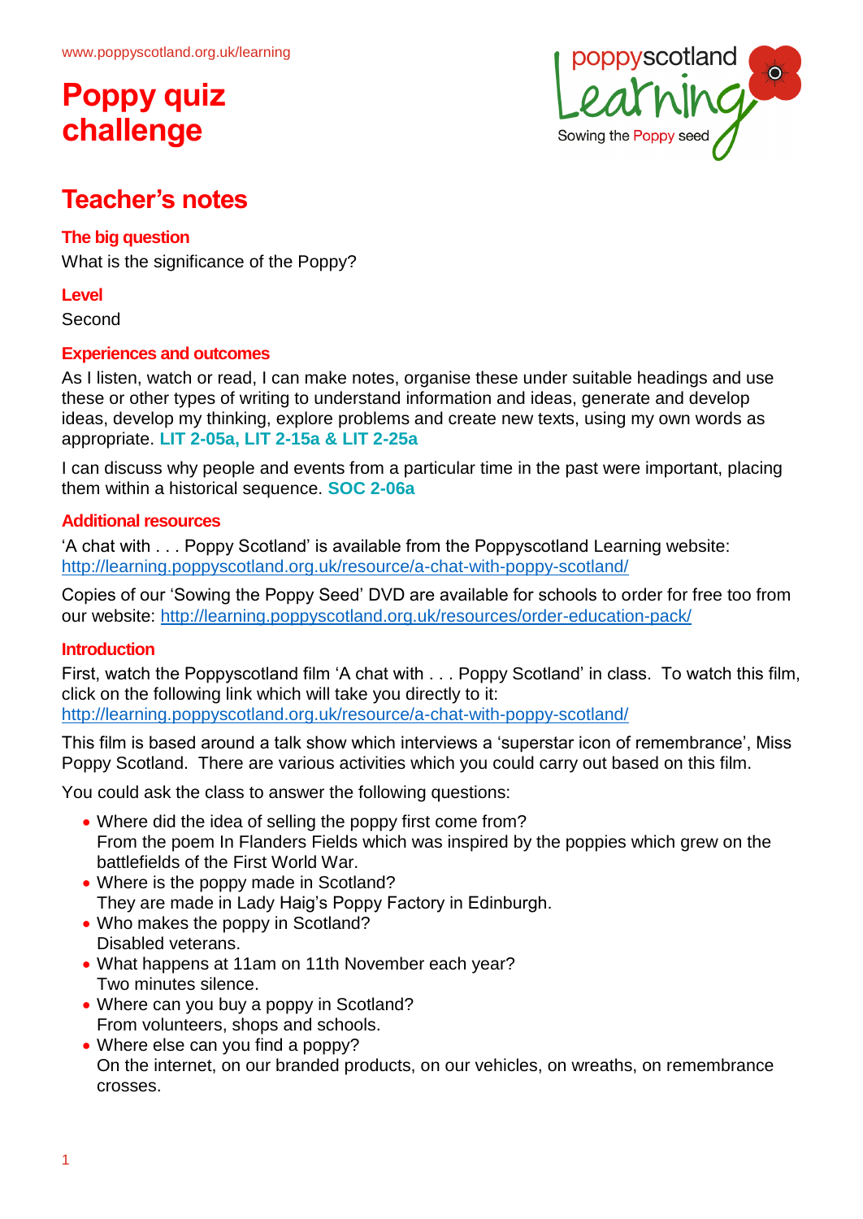www.poppyscotland.org.uk/learning

# Poppy quiz challenge

poppyscotland Learning
Sowing the Poppy seed

## Teacher's notes

### The big question

What is the significance of the Poppy?

### Level

Second

### Experiences and outcomes

As I listen, watch or read, I can make notes, organise these under suitable headings and use these or other types of writing to understand information and ideas, generate and develop ideas, develop my thinking, explore problems and create new texts, using my own words as appropriate. **LIT 2-05a, LIT 2-15a & LIT 2-25a**

I can discuss why people and events from a particular time in the past were important, placing them within a historical sequence. **SOC 2-06a**

### Additional resources

'A chat with . . . Poppy Scotland' is available from the Poppyscotland Learning website: http://learning.poppyscotland.org.uk/resource/a-chat-with-poppy-scotland/

Copies of our 'Sowing the Poppy Seed' DVD are available for schools to order for free too from our website: http://learning.poppyscotland.org.uk/resources/order-education-pack/

### Introduction

First, watch the Poppyscotland film 'A chat with . . . Poppy Scotland' in class. To watch this film, click on the following link which will take you directly to it: http://learning.poppyscotland.org.uk/resource/a-chat-with-poppy-scotland/

This film is based around a talk show which interviews a 'superstar icon of remembrance', Miss Poppy Scotland. There are various activities which you could carry out based on this film.

You could ask the class to answer the following questions:

- Where did the idea of selling the poppy first come from?
  From the poem In Flanders Fields which was inspired by the poppies which grew on the battlefields of the First World War.
- Where is the poppy made in Scotland?
  They are made in Lady Haig's Poppy Factory in Edinburgh.
- Who makes the poppy in Scotland?
  Disabled veterans.
- What happens at 11am on 11th November each year?
  Two minutes silence.
- Where can you buy a poppy in Scotland?
  From volunteers, shops and schools.
- Where else can you find a poppy?
  On the internet, on our branded products, on our vehicles, on wreaths, on remembrance crosses.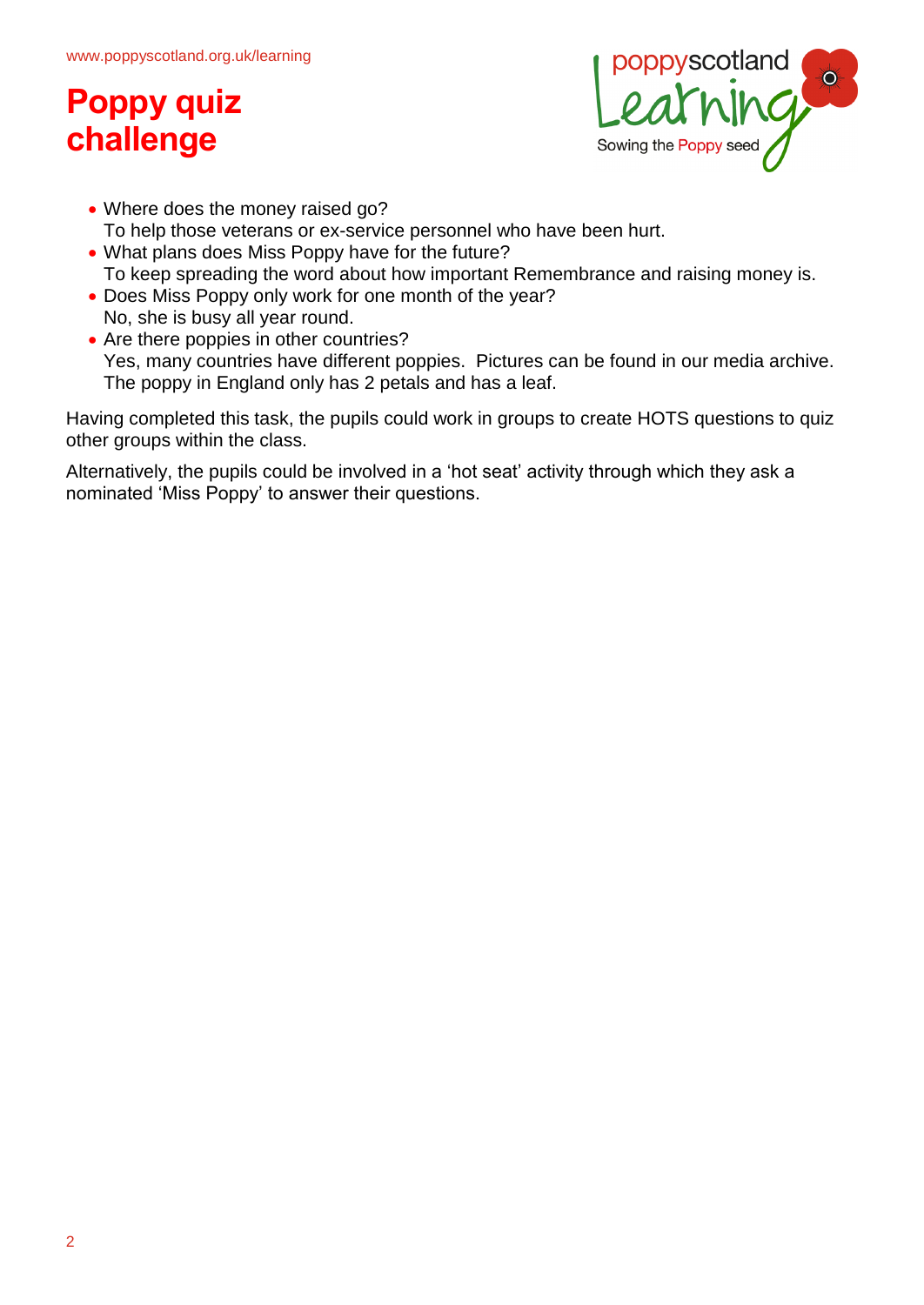# Poppy quiz challenge

- Where does the money raised go?
  To help those veterans or ex-service personnel who have been hurt.
- What plans does Miss Poppy have for the future?
  To keep spreading the word about how important Remembrance and raising money is.
- Does Miss Poppy only work for one month of the year?
  No, she is busy all year round.
- Are there poppies in other countries?
  Yes, many countries have different poppies. Pictures can be found in our media archive. The poppy in England only has 2 petals and has a leaf.

Having completed this task, the pupils could work in groups to create HOTS questions to quiz other groups within the class.

Alternatively, the pupils could be involved in a 'hot seat' activity through which they ask a nominated 'Miss Poppy' to answer their questions.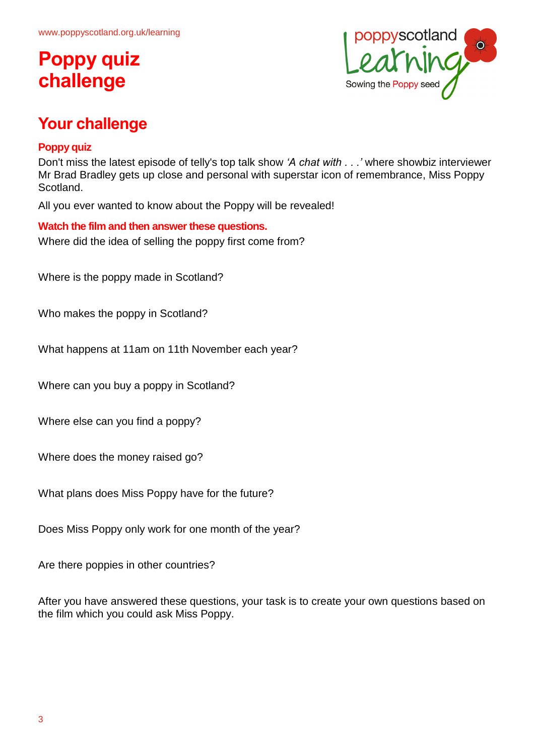www.poppyscotland.org.uk/learning

# Poppy quiz challenge

## Your challenge

### Poppy quiz

Don't miss the latest episode of telly's top talk show *'A chat with . . .'* where showbiz interviewer Mr Brad Bradley gets up close and personal with superstar icon of remembrance, Miss Poppy Scotland.

All you ever wanted to know about the Poppy will be revealed!

**Watch the film and then answer these questions.**

Where did the idea of selling the poppy first come from?

Where is the poppy made in Scotland?

Who makes the poppy in Scotland?

What happens at 11am on 11th November each year?

Where can you buy a poppy in Scotland?

Where else can you find a poppy?

Where does the money raised go?

What plans does Miss Poppy have for the future?

Does Miss Poppy only work for one month of the year?

Are there poppies in other countries?

After you have answered these questions, your task is to create your own questions based on the film which you could ask Miss Poppy.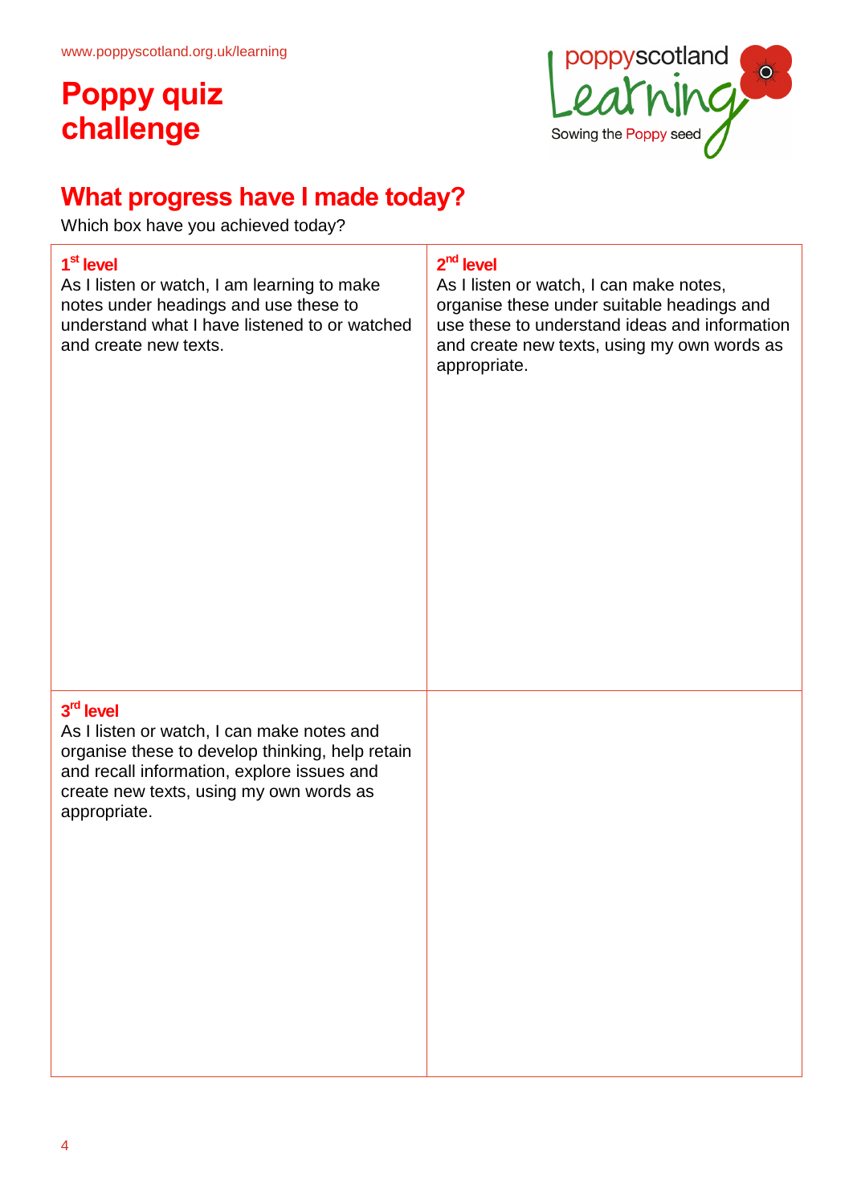www.poppyscotland.org.uk/learning

# Poppy quiz challenge

poppyscotland Learning
Sowing the Poppy seed

## What progress have I made today?

Which box have you achieved today?

| **1st level**<br>As I listen or watch, I am learning to make notes under headings and use these to understand what I have listened to or watched and create new texts. | **2nd level**<br>As I listen or watch, I can make notes, organise these under suitable headings and use these to understand ideas and information and create new texts, using my own words as appropriate. |
|---|---|
| **3rd level**<br>As I listen or watch, I can make notes and organise these to develop thinking, help retain and recall information, explore issues and create new texts, using my own words as appropriate. | |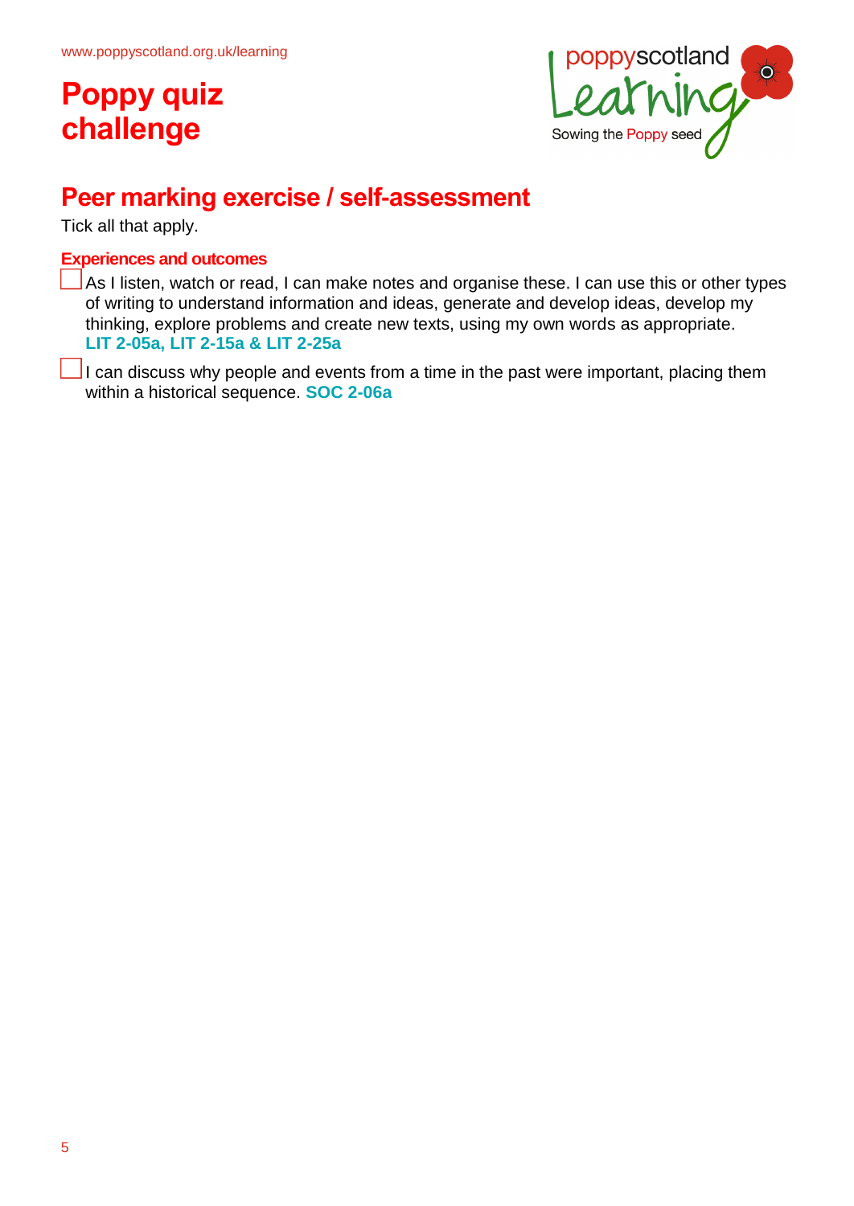# Poppy quiz challenge

## Peer marking exercise / self-assessment

Tick all that apply.

### Experiences and outcomes

- ☐ As I listen, watch or read, I can make notes and organise these. I can use this or other types of writing to understand information and ideas, generate and develop ideas, develop my thinking, explore problems and create new texts, using my own words as appropriate. **LIT 2-05a, LIT 2-15a & LIT 2-25a**
- ☐ I can discuss why people and events from a time in the past were important, placing them within a historical sequence. **SOC 2-06a**